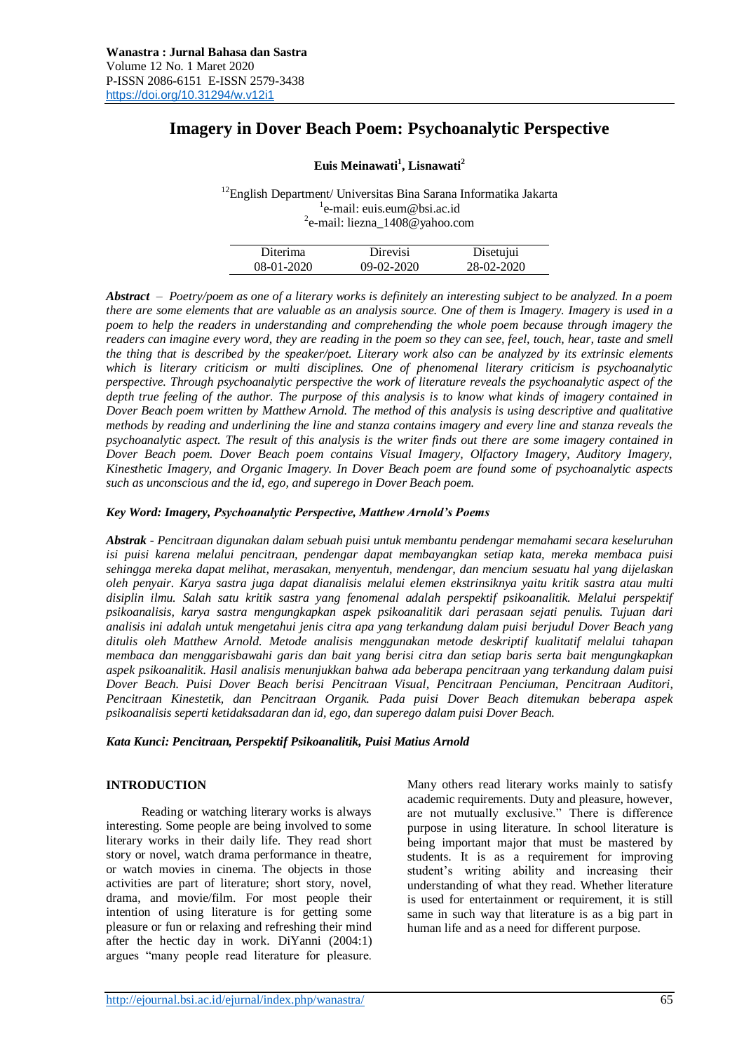**Wanastra : Jurnal Bahasa dan Sastra**
Volume 12 No. 1 Maret 2020
P-ISSN 2086-6151 E-ISSN 2579-3438
https://doi.org/10.31294/w.v12i1

# Imagery in Dover Beach Poem: Psychoanalytic Perspective

**Euis Meinawati[1], Lisnawati[2]**

[12]English Department/ Universitas Bina Sarana Informatika Jakarta
[1]e-mail: euis.eum@bsi.ac.id
[2]e-mail: liezna_1408@yahoo.com

| Diterima | Direvisi | Disetujui |
|---|---|---|
| 08-01-2020 | 09-02-2020 | 28-02-2020 |

***Abstract*** *– Poetry/poem as one of a literary works is definitely an interesting subject to be analyzed. In a poem there are some elements that are valuable as an analysis source. One of them is Imagery. Imagery is used in a poem to help the readers in understanding and comprehending the whole poem because through imagery the readers can imagine every word, they are reading in the poem so they can see, feel, touch, hear, taste and smell the thing that is described by the speaker/poet. Literary work also can be analyzed by its extrinsic elements which is literary criticism or multi disciplines. One of phenomenal literary criticism is psychoanalytic perspective. Through psychoanalytic perspective the work of literature reveals the psychoanalytic aspect of the depth true feeling of the author. The purpose of this analysis is to know what kinds of imagery contained in Dover Beach poem written by Matthew Arnold. The method of this analysis is using descriptive and qualitative methods by reading and underlining the line and stanza contains imagery and every line and stanza reveals the psychoanalytic aspect. The result of this analysis is the writer finds out there are some imagery contained in Dover Beach poem. Dover Beach poem contains Visual Imagery, Olfactory Imagery, Auditory Imagery, Kinesthetic Imagery, and Organic Imagery. In Dover Beach poem are found some of psychoanalytic aspects such as unconscious and the id, ego, and superego in Dover Beach poem.*

***Key Word: Imagery, Psychoanalytic Perspective, Matthew Arnold's Poems***

***Abstrak*** *- Pencitraan digunakan dalam sebuah puisi untuk membantu pendengar memahami secara keseluruhan isi puisi karena melalui pencitraan, pendengar dapat membayangkan setiap kata, mereka membaca puisi sehingga mereka dapat melihat, merasakan, menyentuh, mendengar, dan mencium sesuatu hal yang dijelaskan oleh penyair. Karya sastra juga dapat dianalisis melalui elemen ekstrinsiknya yaitu kritik sastra atau multi disiplin ilmu. Salah satu kritik sastra yang fenomenal adalah perspektif psikoanalitik. Melalui perspektif psikoanalisis, karya sastra mengungkapkan aspek psikoanalitik dari perasaan sejati penulis. Tujuan dari analisis ini adalah untuk mengetahui jenis citra apa yang terkandung dalam puisi berjudul Dover Beach yang ditulis oleh Matthew Arnold. Metode analisis menggunakan metode deskriptif kualitatif melalui tahapan membaca dan menggarisbawahi garis dan bait yang berisi citra dan setiap baris serta bait mengungkapkan aspek psikoanalitik. Hasil analisis menunjukkan bahwa ada beberapa pencitraan yang terkandung dalam puisi Dover Beach. Puisi Dover Beach berisi Pencitraan Visual, Pencitraan Penciuman, Pencitraan Auditori, Pencitraan Kinestetik, dan Pencitraan Organik. Pada puisi Dover Beach ditemukan beberapa aspek psikoanalisis seperti ketidaksadaran dan id, ego, dan superego dalam puisi Dover Beach.*

***Kata Kunci: Pencitraan, Perspektif Psikoanalitik, Puisi Matius Arnold***

## INTRODUCTION

Reading or watching literary works is always interesting. Some people are being involved to some literary works in their daily life. They read short story or novel, watch drama performance in theatre, or watch movies in cinema. The objects in those activities are part of literature; short story, novel, drama, and movie/film. For most people their intention of using literature is for getting some pleasure or fun or relaxing and refreshing their mind after the hectic day in work. DiYanni (2004:1) argues "many people read literature for pleasure. Many others read literary works mainly to satisfy academic requirements. Duty and pleasure, however, are not mutually exclusive." There is difference purpose in using literature. In school literature is being important major that must be mastered by students. It is as a requirement for improving student's writing ability and increasing their understanding of what they read. Whether literature is used for entertainment or requirement, it is still same in such way that literature is as a big part in human life and as a need for different purpose.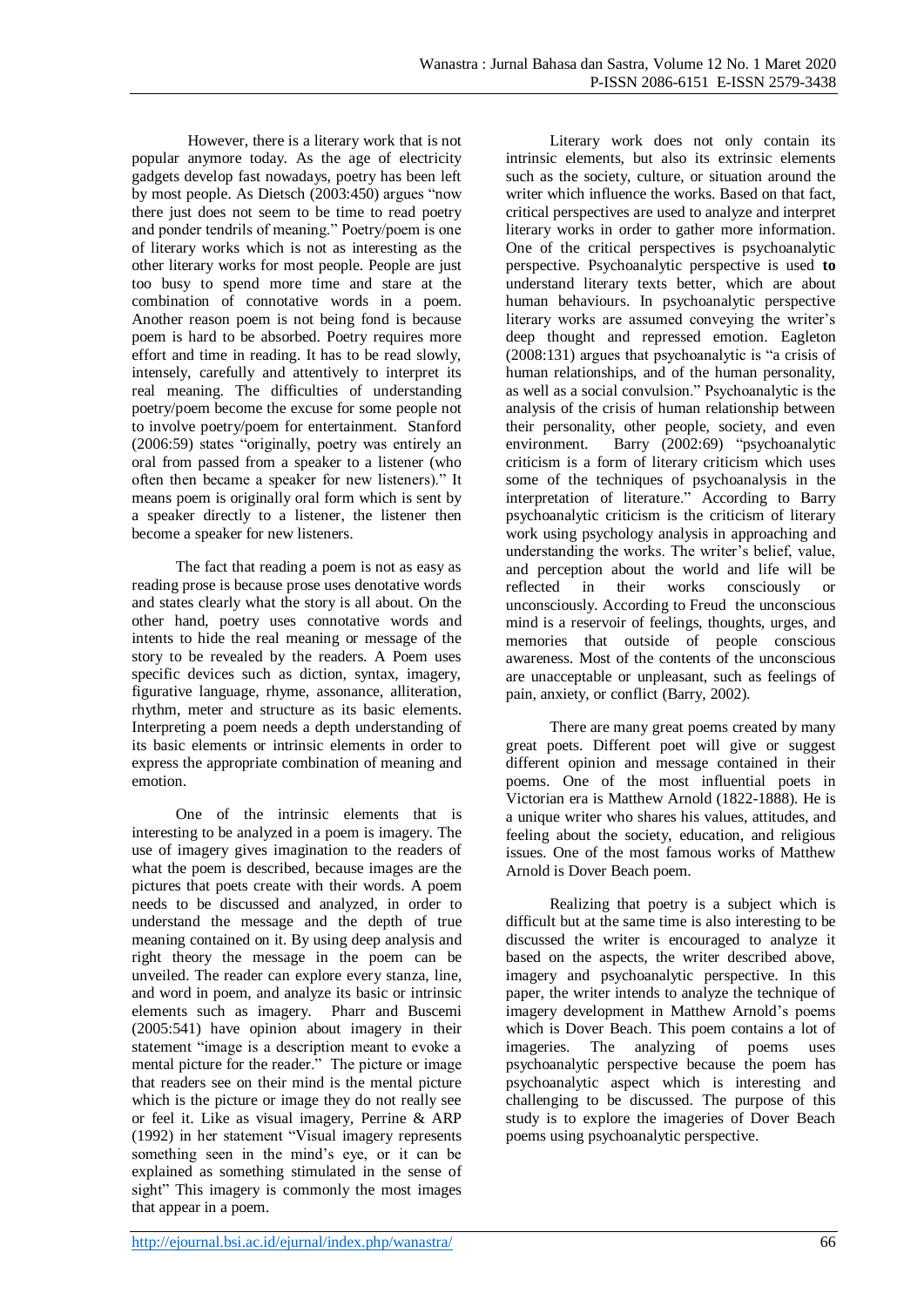However, there is a literary work that is not popular anymore today. As the age of electricity gadgets develop fast nowadays, poetry has been left by most people. As Dietsch (2003:450) argues "now there just does not seem to be time to read poetry and ponder tendrils of meaning." Poetry/poem is one of literary works which is not as interesting as the other literary works for most people. People are just too busy to spend more time and stare at the combination of connotative words in a poem. Another reason poem is not being fond is because poem is hard to be absorbed. Poetry requires more effort and time in reading. It has to be read slowly, intensely, carefully and attentively to interpret its real meaning. The difficulties of understanding poetry/poem become the excuse for some people not to involve poetry/poem for entertainment. Stanford (2006:59) states "originally, poetry was entirely an oral from passed from a speaker to a listener (who often then became a speaker for new listeners)." It means poem is originally oral form which is sent by a speaker directly to a listener, the listener then become a speaker for new listeners.

The fact that reading a poem is not as easy as reading prose is because prose uses denotative words and states clearly what the story is all about. On the other hand, poetry uses connotative words and intents to hide the real meaning or message of the story to be revealed by the readers. A Poem uses specific devices such as diction, syntax, imagery, figurative language, rhyme, assonance, alliteration, rhythm, meter and structure as its basic elements. Interpreting a poem needs a depth understanding of its basic elements or intrinsic elements in order to express the appropriate combination of meaning and emotion.

One of the intrinsic elements that is interesting to be analyzed in a poem is imagery. The use of imagery gives imagination to the readers of what the poem is described, because images are the pictures that poets create with their words. A poem needs to be discussed and analyzed, in order to understand the message and the depth of true meaning contained on it. By using deep analysis and right theory the message in the poem can be unveiled. The reader can explore every stanza, line, and word in poem, and analyze its basic or intrinsic elements such as imagery. Pharr and Buscemi (2005:541) have opinion about imagery in their statement "image is a description meant to evoke a mental picture for the reader." The picture or image that readers see on their mind is the mental picture which is the picture or image they do not really see or feel it. Like as visual imagery, Perrine & ARP (1992) in her statement "Visual imagery represents something seen in the mind's eye, or it can be explained as something stimulated in the sense of sight" This imagery is commonly the most images that appear in a poem.

Literary work does not only contain its intrinsic elements, but also its extrinsic elements such as the society, culture, or situation around the writer which influence the works. Based on that fact, critical perspectives are used to analyze and interpret literary works in order to gather more information. One of the critical perspectives is psychoanalytic perspective. Psychoanalytic perspective is used **to** understand literary texts better, which are about human behaviours. In psychoanalytic perspective literary works are assumed conveying the writer's deep thought and repressed emotion. Eagleton (2008:131) argues that psychoanalytic is "a crisis of human relationships, and of the human personality, as well as a social convulsion." Psychoanalytic is the analysis of the crisis of human relationship between their personality, other people, society, and even environment. Barry (2002:69) "psychoanalytic criticism is a form of literary criticism which uses some of the techniques of psychoanalysis in the interpretation of literature." According to Barry psychoanalytic criticism is the criticism of literary work using psychology analysis in approaching and understanding the works. The writer's belief, value, and perception about the world and life will be reflected in their works consciously or unconsciously. According to Freud the unconscious mind is a reservoir of feelings, thoughts, urges, and memories that outside of people conscious awareness. Most of the contents of the unconscious are unacceptable or unpleasant, such as feelings of pain, anxiety, or conflict (Barry, 2002).

There are many great poems created by many great poets. Different poet will give or suggest different opinion and message contained in their poems. One of the most influential poets in Victorian era is Matthew Arnold (1822-1888). He is a unique writer who shares his values, attitudes, and feeling about the society, education, and religious issues. One of the most famous works of Matthew Arnold is Dover Beach poem.

Realizing that poetry is a subject which is difficult but at the same time is also interesting to be discussed the writer is encouraged to analyze it based on the aspects, the writer described above, imagery and psychoanalytic perspective. In this paper, the writer intends to analyze the technique of imagery development in Matthew Arnold's poems which is Dover Beach. This poem contains a lot of imageries. The analyzing of poems uses psychoanalytic perspective because the poem has psychoanalytic aspect which is interesting and challenging to be discussed. The purpose of this study is to explore the imageries of Dover Beach poems using psychoanalytic perspective.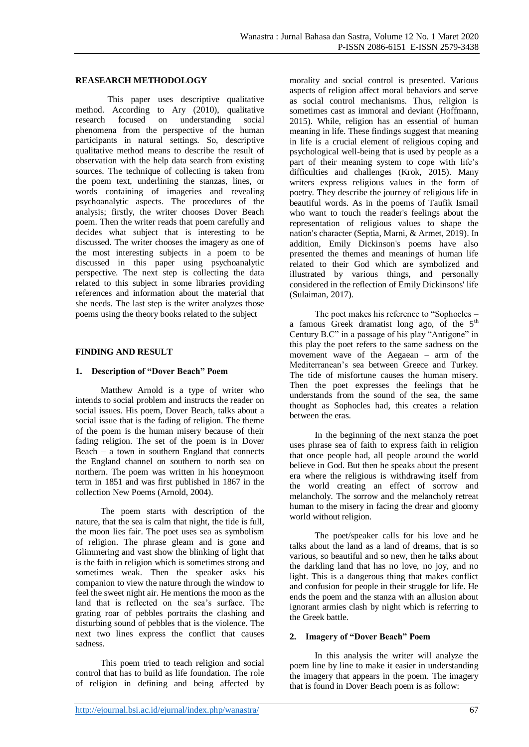## REASEARCH METHODOLOGY

This paper uses descriptive qualitative method. According to Ary (2010), qualitative research focused on understanding social phenomena from the perspective of the human participants in natural settings. So, descriptive qualitative method means to describe the result of observation with the help data search from existing sources. The technique of collecting is taken from the poem text, underlining the stanzas, lines, or words containing of imageries and revealing psychoanalytic aspects. The procedures of the analysis; firstly, the writer chooses Dover Beach poem. Then the writer reads that poem carefully and decides what subject that is interesting to be discussed. The writer chooses the imagery as one of the most interesting subjects in a poem to be discussed in this paper using psychoanalytic perspective. The next step is collecting the data related to this subject in some libraries providing references and information about the material that she needs. The last step is the writer analyzes those poems using the theory books related to the subject

## FINDING AND RESULT

### 1. Description of "Dover Beach" Poem

Matthew Arnold is a type of writer who intends to social problem and instructs the reader on social issues. His poem, Dover Beach, talks about a social issue that is the fading of religion. The theme of the poem is the human misery because of their fading religion. The set of the poem is in Dover Beach – a town in southern England that connects the England channel on southern to north sea on northern. The poem was written in his honeymoon term in 1851 and was first published in 1867 in the collection New Poems (Arnold, 2004).

The poem starts with description of the nature, that the sea is calm that night, the tide is full, the moon lies fair. The poet uses sea as symbolism of religion. The phrase gleam and is gone and Glimmering and vast show the blinking of light that is the faith in religion which is sometimes strong and sometimes weak. Then the speaker asks his companion to view the nature through the window to feel the sweet night air. He mentions the moon as the land that is reflected on the sea's surface. The grating roar of pebbles portraits the clashing and disturbing sound of pebbles that is the violence. The next two lines express the conflict that causes sadness.

This poem tried to teach religion and social control that has to build as life foundation. The role of religion in defining and being affected by morality and social control is presented. Various aspects of religion affect moral behaviors and serve as social control mechanisms. Thus, religion is sometimes cast as immoral and deviant (Hoffmann, 2015). While, religion has an essential of human meaning in life. These findings suggest that meaning in life is a crucial element of religious coping and psychological well-being that is used by people as a part of their meaning system to cope with life's difficulties and challenges (Krok, 2015). Many writers express religious values in the form of poetry. They describe the journey of religious life in beautiful words. As in the poems of Taufik Ismail who want to touch the reader's feelings about the representation of religious values to shape the nation's character (Septia, Marni, & Armet, 2019). In addition, Emily Dickinson's poems have also presented the themes and meanings of human life related to their God which are symbolized and illustrated by various things, and personally considered in the reflection of Emily Dickinsons' life (Sulaiman, 2017).

The poet makes his reference to "Sophocles – a famous Greek dramatist long ago, of the 5th Century B.C" in a passage of his play "Antigone" in this play the poet refers to the same sadness on the movement wave of the Aegaean – arm of the Mediterranean's sea between Greece and Turkey. The tide of misfortune causes the human misery. Then the poet expresses the feelings that he understands from the sound of the sea, the same thought as Sophocles had, this creates a relation between the eras.

In the beginning of the next stanza the poet uses phrase sea of faith to express faith in religion that once people had, all people around the world believe in God. But then he speaks about the present era where the religious is withdrawing itself from the world creating an effect of sorrow and melancholy. The sorrow and the melancholy retreat human to the misery in facing the drear and gloomy world without religion.

The poet/speaker calls for his love and he talks about the land as a land of dreams, that is so various, so beautiful and so new, then he talks about the darkling land that has no love, no joy, and no light. This is a dangerous thing that makes conflict and confusion for people in their struggle for life. He ends the poem and the stanza with an allusion about ignorant armies clash by night which is referring to the Greek battle.

### 2. Imagery of "Dover Beach" Poem

In this analysis the writer will analyze the poem line by line to make it easier in understanding the imagery that appears in the poem. The imagery that is found in Dover Beach poem is as follow: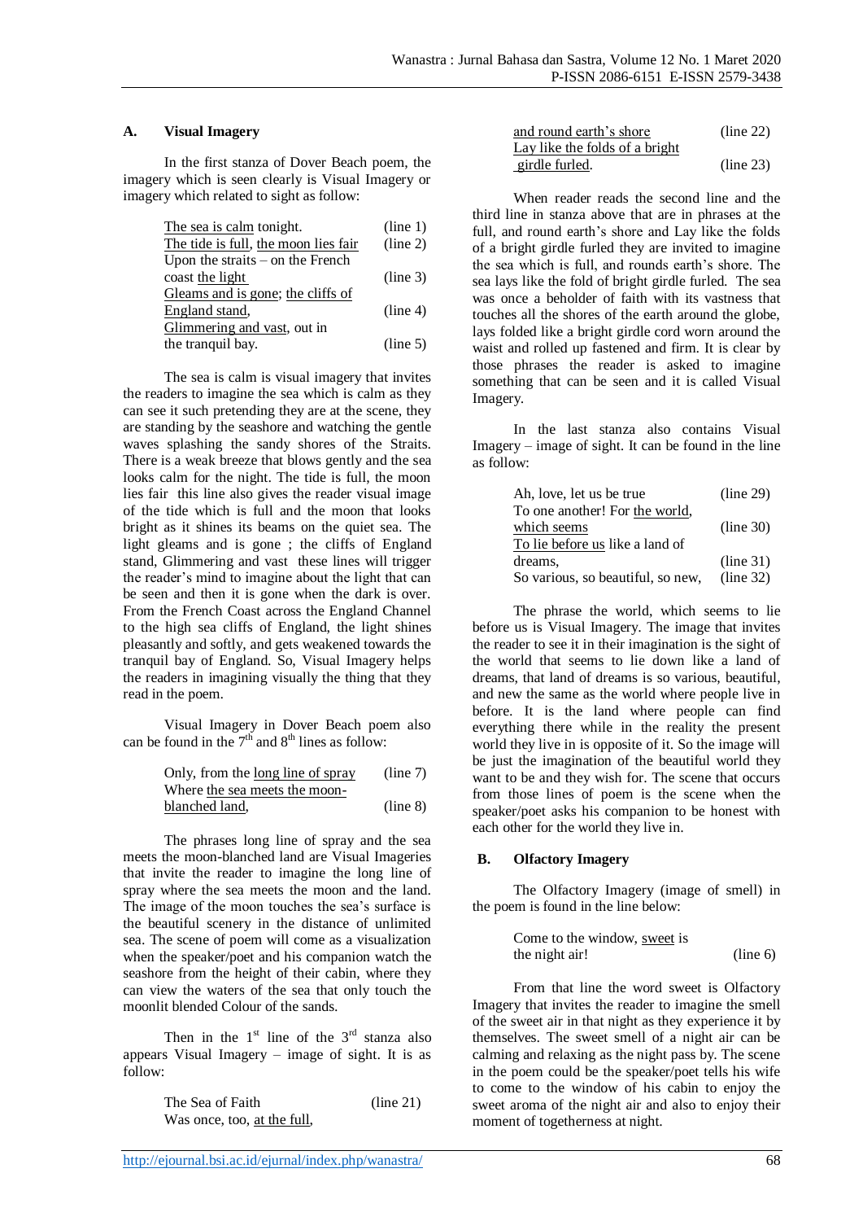## A. Visual Imagery

In the first stanza of Dover Beach poem, the imagery which is seen clearly is Visual Imagery or imagery which related to sight as follow:

| | |
|---|---|
| The sea is calm tonight. | (line 1) |
| The tide is full, the moon lies fair | (line 2) |
| Upon the straits – on the French coast the light | (line 3) |
| Gleams and is gone; the cliffs of England stand, | (line 4) |
| Glimmering and vast, out in the tranquil bay. | (line 5) |

The sea is calm is visual imagery that invites the readers to imagine the sea which is calm as they can see it such pretending they are at the scene, they are standing by the seashore and watching the gentle waves splashing the sandy shores of the Straits. There is a weak breeze that blows gently and the sea looks calm for the night. The tide is full, the moon lies fair this line also gives the reader visual image of the tide which is full and the moon that looks bright as it shines its beams on the quiet sea. The light gleams and is gone ; the cliffs of England stand, Glimmering and vast these lines will trigger the reader's mind to imagine about the light that can be seen and then it is gone when the dark is over. From the French Coast across the England Channel to the high sea cliffs of England, the light shines pleasantly and softly, and gets weakened towards the tranquil bay of England. So, Visual Imagery helps the readers in imagining visually the thing that they read in the poem.

Visual Imagery in Dover Beach poem also can be found in the 7th and 8th lines as follow:

| | |
|---|---|
| Only, from the long line of spray | (line 7) |
| Where the sea meets the moon-blanched land, | (line 8) |

The phrases long line of spray and the sea meets the moon-blanched land are Visual Imageries that invite the reader to imagine the long line of spray where the sea meets the moon and the land. The image of the moon touches the sea's surface is the beautiful scenery in the distance of unlimited sea. The scene of poem will come as a visualization when the speaker/poet and his companion watch the seashore from the height of their cabin, where they can view the waters of the sea that only touch the moonlit blended Colour of the sands.

Then in the 1st line of the 3rd stanza also appears Visual Imagery – image of sight. It is as follow:

| | |
|---|---|
| The Sea of Faith | (line 21) |
| Was once, too, at the full, and round earth's shore | (line 22) |
| Lay like the folds of a bright girdle furled. | (line 23) |

When reader reads the second line and the third line in stanza above that are in phrases at the full, and round earth's shore and Lay like the folds of a bright girdle furled they are invited to imagine the sea which is full, and rounds earth's shore. The sea lays like the fold of bright girdle furled. The sea was once a beholder of faith with its vastness that touches all the shores of the earth around the globe, lays folded like a bright girdle cord worn around the waist and rolled up fastened and firm. It is clear by those phrases the reader is asked to imagine something that can be seen and it is called Visual Imagery.

In the last stanza also contains Visual Imagery – image of sight. It can be found in the line as follow:

| | |
|---|---|
| Ah, love, let us be true | (line 29) |
| To one another! For the world, which seems | (line 30) |
| To lie before us like a land of dreams, | (line 31) |
| So various, so beautiful, so new, | (line 32) |

The phrase the world, which seems to lie before us is Visual Imagery. The image that invites the reader to see it in their imagination is the sight of the world that seems to lie down like a land of dreams, that land of dreams is so various, beautiful, and new the same as the world where people live in before. It is the land where people can find everything there while in the reality the present world they live in is opposite of it. So the image will be just the imagination of the beautiful world they want to be and they wish for. The scene that occurs from those lines of poem is the scene when the speaker/poet asks his companion to be honest with each other for the world they live in.

## B. Olfactory Imagery

The Olfactory Imagery (image of smell) in the poem is found in the line below:

| | |
|---|---|
| Come to the window, sweet is the night air! | (line 6) |

From that line the word sweet is Olfactory Imagery that invites the reader to imagine the smell of the sweet air in that night as they experience it by themselves. The sweet smell of a night air can be calming and relaxing as the night pass by. The scene in the poem could be the speaker/poet tells his wife to come to the window of his cabin to enjoy the sweet aroma of the night air and also to enjoy their moment of togetherness at night.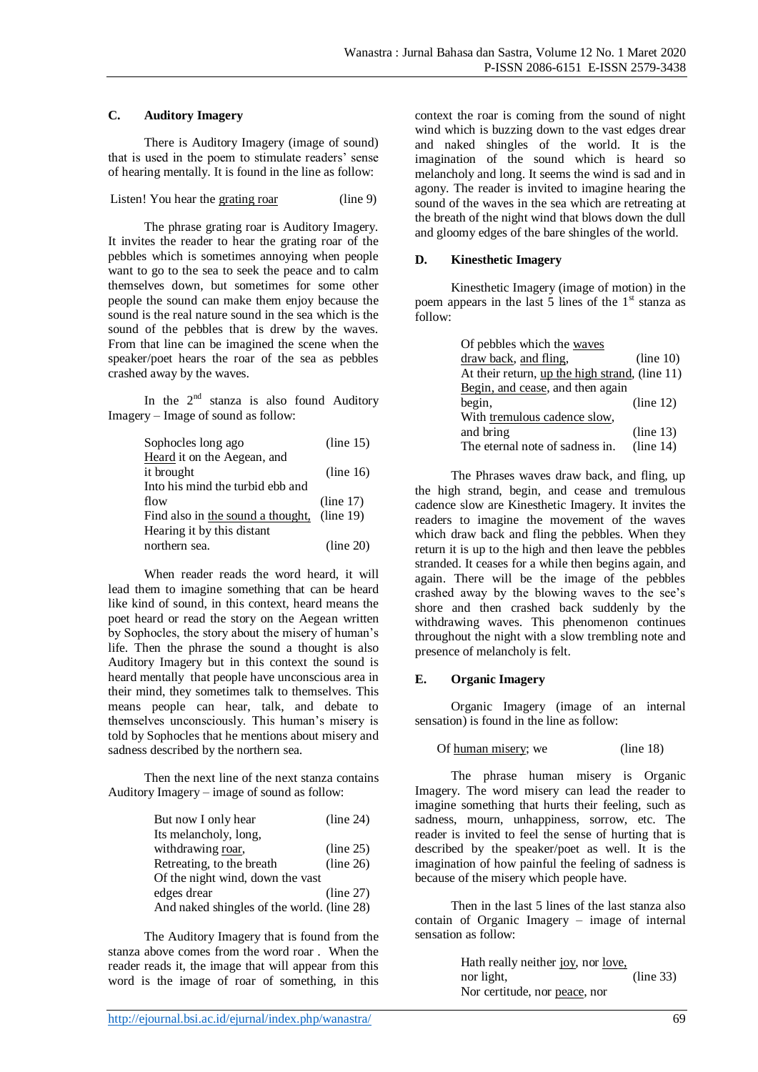### C. Auditory Imagery

There is Auditory Imagery (image of sound) that is used in the poem to stimulate readers' sense of hearing mentally. It is found in the line as follow:

Listen! You hear the <u>grating roar</u> (line 9)

The phrase grating roar is Auditory Imagery. It invites the reader to hear the grating roar of the pebbles which is sometimes annoying when people want to go to the sea to seek the peace and to calm themselves down, but sometimes for some other people the sound can make them enjoy because the sound is the real nature sound in the sea which is the sound of the pebbles that is drew by the waves. From that line can be imagined the scene when the speaker/poet hears the roar of the sea as pebbles crashed away by the waves.

In the 2nd stanza is also found Auditory Imagery – Image of sound as follow:

Sophocles long ago (line 15)
<u>Heard</u> it on the Aegean, and it brought (line 16)
Into his mind the turbid ebb and flow (line 17)
Find also in <u>the sound a thought,</u> (line 19)
Hearing it by this distant northern sea. (line 20)

When reader reads the word heard, it will lead them to imagine something that can be heard like kind of sound, in this context, heard means the poet heard or read the story on the Aegean written by Sophocles, the story about the misery of human's life. Then the phrase the sound a thought is also Auditory Imagery but in this context the sound is heard mentally that people have unconscious area in their mind, they sometimes talk to themselves. This means people can hear, talk, and debate to themselves unconsciously. This human's misery is told by Sophocles that he mentions about misery and sadness described by the northern sea.

Then the next line of the next stanza contains Auditory Imagery – image of sound as follow:

But now I only hear (line 24)
Its melancholy, long, withdrawing <u>roar</u>, (line 25)
Retreating, to the breath (line 26)
Of the night wind, down the vast edges drear (line 27)
And naked shingles of the world. (line 28)

The Auditory Imagery that is found from the stanza above comes from the word roar . When the reader reads it, the image that will appear from this word is the image of roar of something, in this context the roar is coming from the sound of night wind which is buzzing down to the vast edges drear and naked shingles of the world. It is the imagination of the sound which is heard so melancholy and long. It seems the wind is sad and in agony. The reader is invited to imagine hearing the sound of the waves in the sea which are retreating at the breath of the night wind that blows down the dull and gloomy edges of the bare shingles of the world.

### D. Kinesthetic Imagery

Kinesthetic Imagery (image of motion) in the poem appears in the last 5 lines of the 1st stanza as follow:

Of pebbles which the <u>waves</u> <u>draw back</u>, <u>and fling</u>, (line 10)
At their return, <u>up the high strand</u>, (line 11)
<u>Begin, and cease</u>, and then again begin, (line 12)
With <u>tremulous cadence slow</u>, and bring (line 13)
The eternal note of sadness in. (line 14)

The Phrases waves draw back, and fling, up the high strand, begin, and cease and tremulous cadence slow are Kinesthetic Imagery. It invites the readers to imagine the movement of the waves which draw back and fling the pebbles. When they return it is up to the high and then leave the pebbles stranded. It ceases for a while then begins again, and again. There will be the image of the pebbles crashed away by the blowing waves to the see's shore and then crashed back suddenly by the withdrawing waves. This phenomenon continues throughout the night with a slow trembling note and presence of melancholy is felt.

### E. Organic Imagery

Organic Imagery (image of an internal sensation) is found in the line as follow:

Of <u>human misery</u>; we (line 18)

The phrase human misery is Organic Imagery. The word misery can lead the reader to imagine something that hurts their feeling, such as sadness, mourn, unhappiness, sorrow, etc. The reader is invited to feel the sense of hurting that is described by the speaker/poet as well. It is the imagination of how painful the feeling of sadness is because of the misery which people have.

Then in the last 5 lines of the last stanza also contain of Organic Imagery – image of internal sensation as follow:

Hath really neither <u>joy</u>, nor <u>love</u>, nor light, (line 33)
Nor certitude, nor <u>peace</u>, nor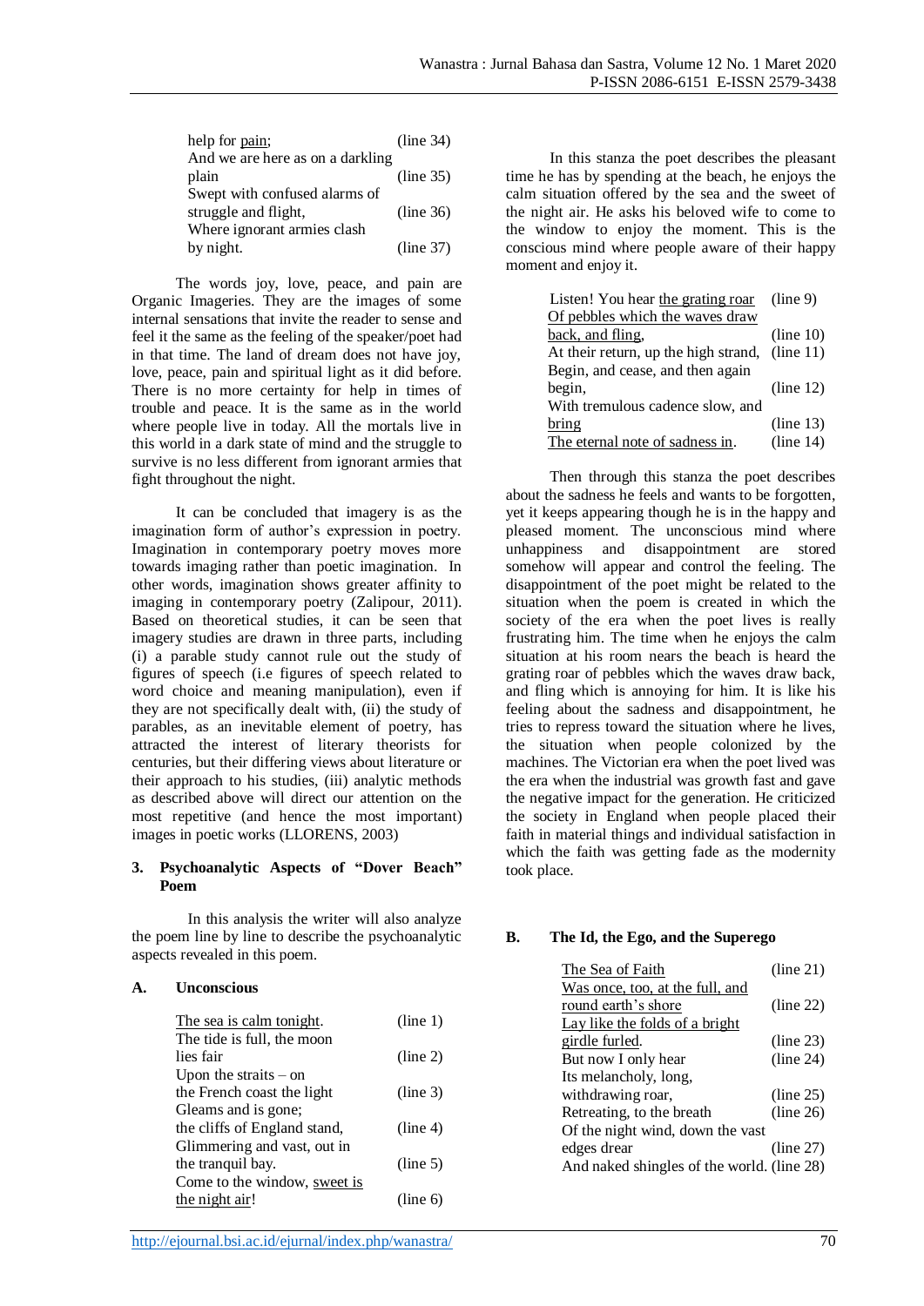help for pain; (line 34)
And we are here as on a darkling plain (line 35)
Swept with confused alarms of struggle and flight, (line 36)
Where ignorant armies clash by night. (line 37)

The words joy, love, peace, and pain are Organic Imageries. They are the images of some internal sensations that invite the reader to sense and feel it the same as the feeling of the speaker/poet had in that time. The land of dream does not have joy, love, peace, pain and spiritual light as it did before. There is no more certainty for help in times of trouble and peace. It is the same as in the world where people live in today. All the mortals live in this world in a dark state of mind and the struggle to survive is no less different from ignorant armies that fight throughout the night.

It can be concluded that imagery is as the imagination form of author's expression in poetry. Imagination in contemporary poetry moves more towards imaging rather than poetic imagination. In other words, imagination shows greater affinity to imaging in contemporary poetry (Zalipour, 2011). Based on theoretical studies, it can be seen that imagery studies are drawn in three parts, including (i) a parable study cannot rule out the study of figures of speech (i.e figures of speech related to word choice and meaning manipulation), even if they are not specifically dealt with, (ii) the study of parables, as an inevitable element of poetry, has attracted the interest of literary theorists for centuries, but their differing views about literature or their approach to his studies, (iii) analytic methods as described above will direct our attention on the most repetitive (and hence the most important) images in poetic works (LLORENS, 2003)

### 3. Psychoanalytic Aspects of "Dover Beach" Poem

In this analysis the writer will also analyze the poem line by line to describe the psychoanalytic aspects revealed in this poem.

#### A. Unconscious

The sea is calm tonight. (line 1)
The tide is full, the moon lies fair (line 2)
Upon the straits – on the French coast the light (line 3)
Gleams and is gone; the cliffs of England stand, (line 4)
Glimmering and vast, out in the tranquil bay. (line 5)
Come to the window, sweet is the night air! (line 6)

In this stanza the poet describes the pleasant time he has by spending at the beach, he enjoys the calm situation offered by the sea and the sweet of the night air. He asks his beloved wife to come to the window to enjoy the moment. This is the conscious mind where people aware of their happy moment and enjoy it.

Listen! You hear the grating roar (line 9)
Of pebbles which the waves draw back, and fling, (line 10)
At their return, up the high strand, (line 11)
Begin, and cease, and then again begin, (line 12)
With tremulous cadence slow, and bring (line 13)
The eternal note of sadness in. (line 14)

Then through this stanza the poet describes about the sadness he feels and wants to be forgotten, yet it keeps appearing though he is in the happy and pleased moment. The unconscious mind where unhappiness and disappointment are stored somehow will appear and control the feeling. The disappointment of the poet might be related to the situation when the poem is created in which the society of the era when the poet lives is really frustrating him. The time when he enjoys the calm situation at his room nears the beach is heard the grating roar of pebbles which the waves draw back, and fling which is annoying for him. It is like his feeling about the sadness and disappointment, he tries to repress toward the situation where he lives, the situation when people colonized by the machines. The Victorian era when the poet lived was the era when the industrial was growth fast and gave the negative impact for the generation. He criticized the society in England when people placed their faith in material things and individual satisfaction in which the faith was getting fade as the modernity took place.

#### B. The Id, the Ego, and the Superego

The Sea of Faith (line 21)
Was once, too, at the full, and round earth's shore (line 22)
Lay like the folds of a bright girdle furled. (line 23)
But now I only hear (line 24)
Its melancholy, long, withdrawing roar, (line 25)
Retreating, to the breath (line 26)
Of the night wind, down the vast edges drear (line 27)
And naked shingles of the world. (line 28)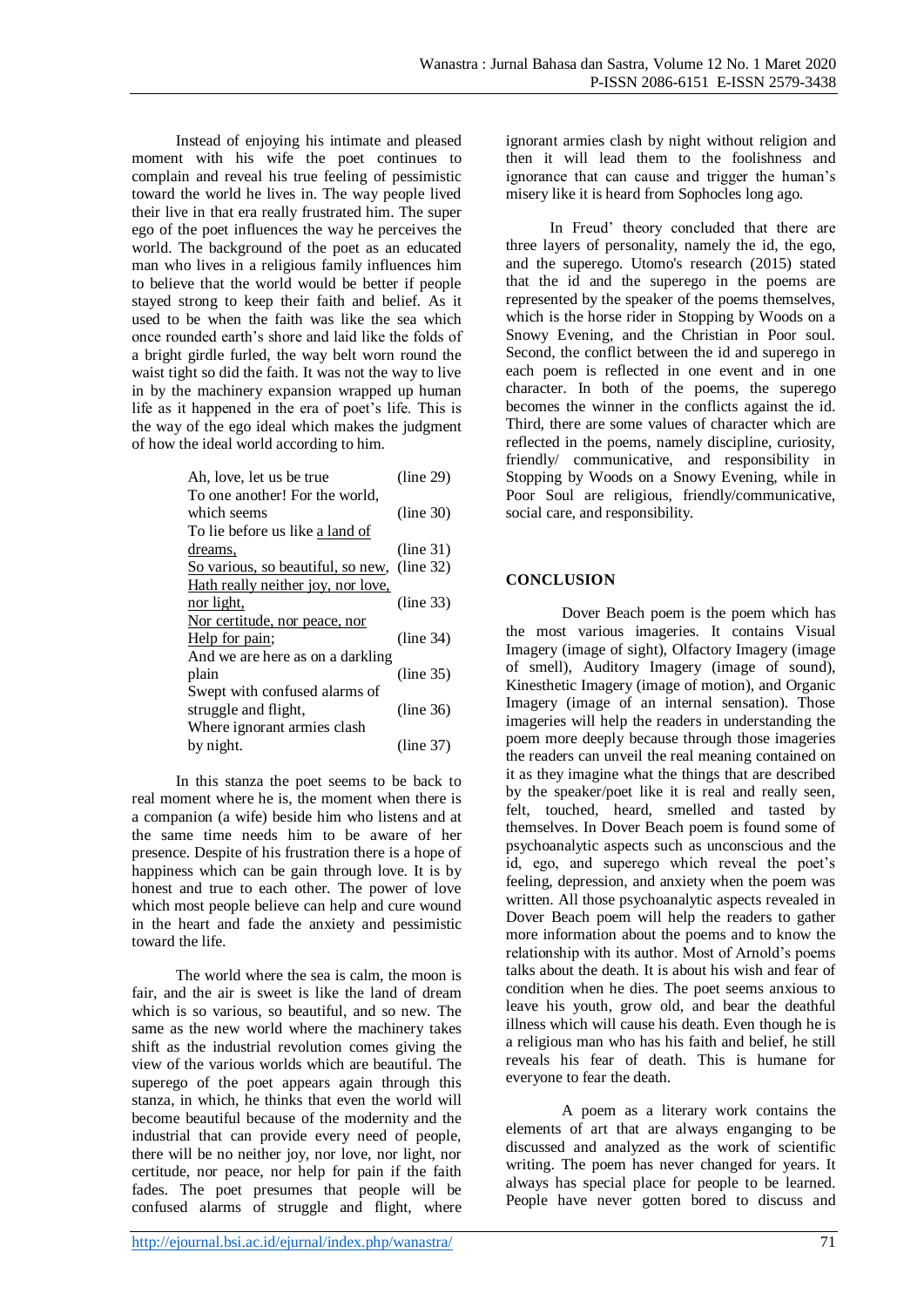Instead of enjoying his intimate and pleased moment with his wife the poet continues to complain and reveal his true feeling of pessimistic toward the world he lives in. The way people lived their live in that era really frustrated him. The super ego of the poet influences the way he perceives the world. The background of the poet as an educated man who lives in a religious family influences him to believe that the world would be better if people stayed strong to keep their faith and belief. As it used to be when the faith was like the sea which once rounded earth's shore and laid like the folds of a bright girdle furled, the way belt worn round the waist tight so did the faith. It was not the way to live in by the machinery expansion wrapped up human life as it happened in the era of poet's life. This is the way of the ego ideal which makes the judgment of how the ideal world according to him.

| | |
|---|---|
| Ah, love, let us be true | (line 29) |
| To one another! For the world, which seems | (line 30) |
| To lie before us like <u>a land of dreams,</u> | (line 31) |
| <u>So various, so beautiful, so new,</u> | (line 32) |
| <u>Hath really neither joy, nor love, nor light,</u> | (line 33) |
| <u>Nor certitude, nor peace, nor Help for pain</u>; | (line 34) |
| And we are here as on a darkling plain | (line 35) |
| Swept with confused alarms of struggle and flight, | (line 36) |
| Where ignorant armies clash by night. | (line 37) |

In this stanza the poet seems to be back to real moment where he is, the moment when there is a companion (a wife) beside him who listens and at the same time needs him to be aware of her presence. Despite of his frustration there is a hope of happiness which can be gain through love. It is by honest and true to each other. The power of love which most people believe can help and cure wound in the heart and fade the anxiety and pessimistic toward the life.

The world where the sea is calm, the moon is fair, and the air is sweet is like the land of dream which is so various, so beautiful, and so new. The same as the new world where the machinery takes shift as the industrial revolution comes giving the view of the various worlds which are beautiful. The superego of the poet appears again through this stanza, in which, he thinks that even the world will become beautiful because of the modernity and the industrial that can provide every need of people, there will be no neither joy, nor love, nor light, nor certitude, nor peace, nor help for pain if the faith fades. The poet presumes that people will be confused alarms of struggle and flight, where ignorant armies clash by night without religion and then it will lead them to the foolishness and ignorance that can cause and trigger the human's misery like it is heard from Sophocles long ago.

In Freud' theory concluded that there are three layers of personality, namely the id, the ego, and the superego. Utomo's research (2015) stated that the id and the superego in the poems are represented by the speaker of the poems themselves, which is the horse rider in Stopping by Woods on a Snowy Evening, and the Christian in Poor soul. Second, the conflict between the id and superego in each poem is reflected in one event and in one character. In both of the poems, the superego becomes the winner in the conflicts against the id. Third, there are some values of character which are reflected in the poems, namely discipline, curiosity, friendly/ communicative, and responsibility in Stopping by Woods on a Snowy Evening, while in Poor Soul are religious, friendly/communicative, social care, and responsibility.

## CONCLUSION

Dover Beach poem is the poem which has the most various imageries. It contains Visual Imagery (image of sight), Olfactory Imagery (image of smell), Auditory Imagery (image of sound), Kinesthetic Imagery (image of motion), and Organic Imagery (image of an internal sensation). Those imageries will help the readers in understanding the poem more deeply because through those imageries the readers can unveil the real meaning contained on it as they imagine what the things that are described by the speaker/poet like it is real and really seen, felt, touched, heard, smelled and tasted by themselves. In Dover Beach poem is found some of psychoanalytic aspects such as unconscious and the id, ego, and superego which reveal the poet's feeling, depression, and anxiety when the poem was written. All those psychoanalytic aspects revealed in Dover Beach poem will help the readers to gather more information about the poems and to know the relationship with its author. Most of Arnold's poems talks about the death. It is about his wish and fear of condition when he dies. The poet seems anxious to leave his youth, grow old, and bear the deathful illness which will cause his death. Even though he is a religious man who has his faith and belief, he still reveals his fear of death. This is humane for everyone to fear the death.

A poem as a literary work contains the elements of art that are always enganging to be discussed and analyzed as the work of scientific writing. The poem has never changed for years. It always has special place for people to be learned. People have never gotten bored to discuss and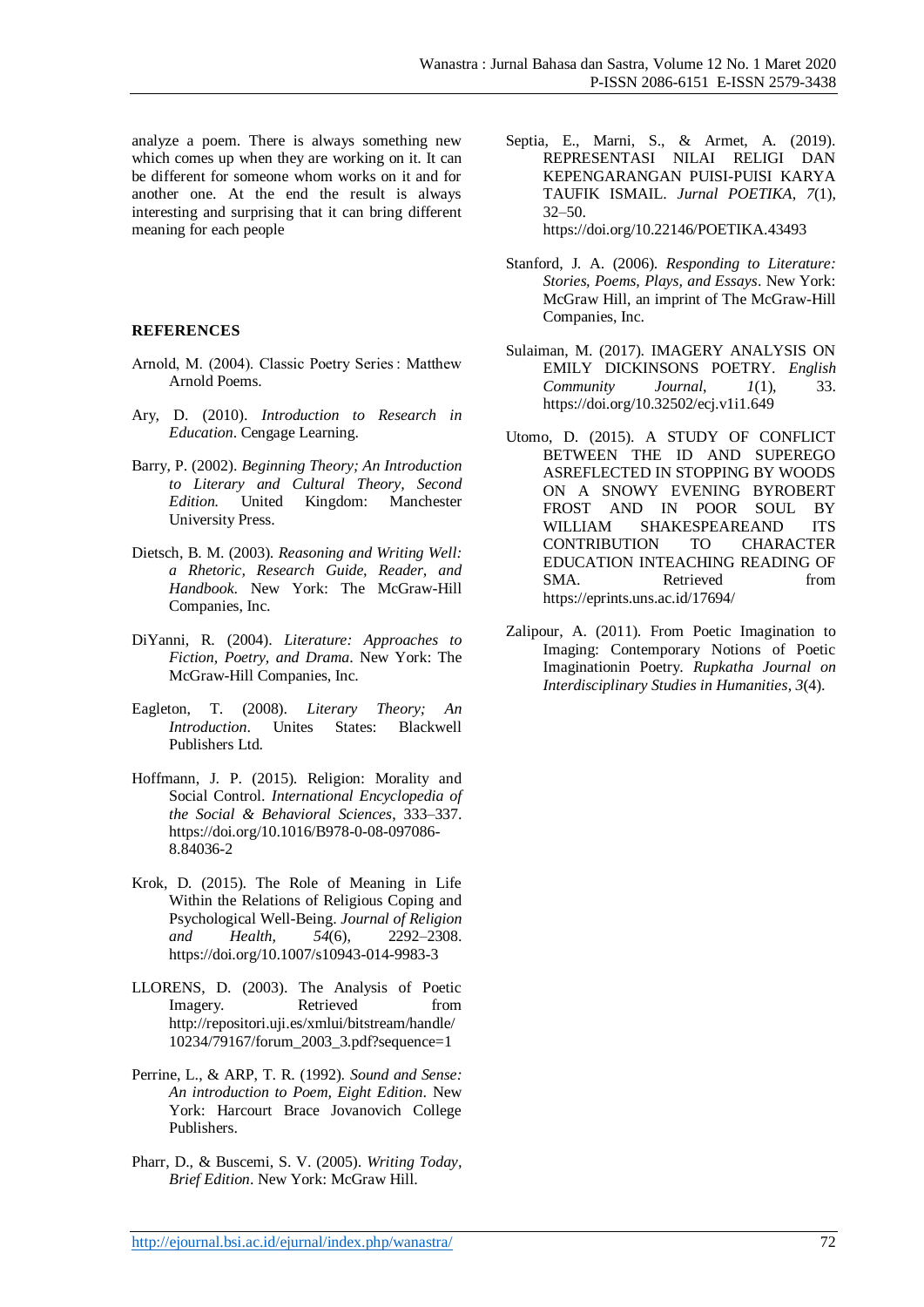analyze a poem. There is always something new which comes up when they are working on it. It can be different for someone whom works on it and for another one. At the end the result is always interesting and surprising that it can bring different meaning for each people

## REFERENCES

Arnold, M. (2004). Classic Poetry Series : Matthew Arnold Poems.

Ary, D. (2010). *Introduction to Research in Education*. Cengage Learning.

Barry, P. (2002). *Beginning Theory; An Introduction to Literary and Cultural Theory, Second Edition.* United Kingdom: Manchester University Press.

Dietsch, B. M. (2003). *Reasoning and Writing Well: a Rhetoric, Research Guide, Reader, and Handbook*. New York: The McGraw-Hill Companies, Inc.

DiYanni, R. (2004). *Literature: Approaches to Fiction, Poetry, and Drama*. New York: The McGraw-Hill Companies, Inc.

Eagleton, T. (2008). *Literary Theory; An Introduction*. Unites States: Blackwell Publishers Ltd.

Hoffmann, J. P. (2015). Religion: Morality and Social Control. *International Encyclopedia of the Social & Behavioral Sciences*, 333–337. https://doi.org/10.1016/B978-0-08-097086-8.84036-2

Krok, D. (2015). The Role of Meaning in Life Within the Relations of Religious Coping and Psychological Well-Being. *Journal of Religion and Health*, *54*(6), 2292–2308. https://doi.org/10.1007/s10943-014-9983-3

LLORENS, D. (2003). The Analysis of Poetic Imagery. Retrieved from http://repositori.uji.es/xmlui/bitstream/handle/10234/79167/forum_2003_3.pdf?sequence=1

Perrine, L., & ARP, T. R. (1992). *Sound and Sense: An introduction to Poem, Eight Edition*. New York: Harcourt Brace Jovanovich College Publishers.

Pharr, D., & Buscemi, S. V. (2005). *Writing Today, Brief Edition*. New York: McGraw Hill.

Septia, E., Marni, S., & Armet, A. (2019). REPRESENTASI NILAI RELIGI DAN KEPENGARANGAN PUISI-PUISI KARYA TAUFIK ISMAIL. *Jurnal POETIKA*, *7*(1), 32–50. https://doi.org/10.22146/POETIKA.43493

Stanford, J. A. (2006). *Responding to Literature: Stories, Poems, Plays, and Essays*. New York: McGraw Hill, an imprint of The McGraw-Hill Companies, Inc.

Sulaiman, M. (2017). IMAGERY ANALYSIS ON EMILY DICKINSONS POETRY. *English Community Journal*, *1*(1), 33. https://doi.org/10.32502/ecj.v1i1.649

Utomo, D. (2015). A STUDY OF CONFLICT BETWEEN THE ID AND SUPEREGO ASREFLECTED IN STOPPING BY WOODS ON A SNOWY EVENING BYROBERT FROST AND IN POOR SOUL BY WILLIAM SHAKESPEAREAND ITS CONTRIBUTION TO CHARACTER EDUCATION INTEACHING READING OF SMA. Retrieved from https://eprints.uns.ac.id/17694/

Zalipour, A. (2011). From Poetic Imagination to Imaging: Contemporary Notions of Poetic Imaginationin Poetry. *Rupkatha Journal on Interdisciplinary Studies in Humanities*, *3*(4).